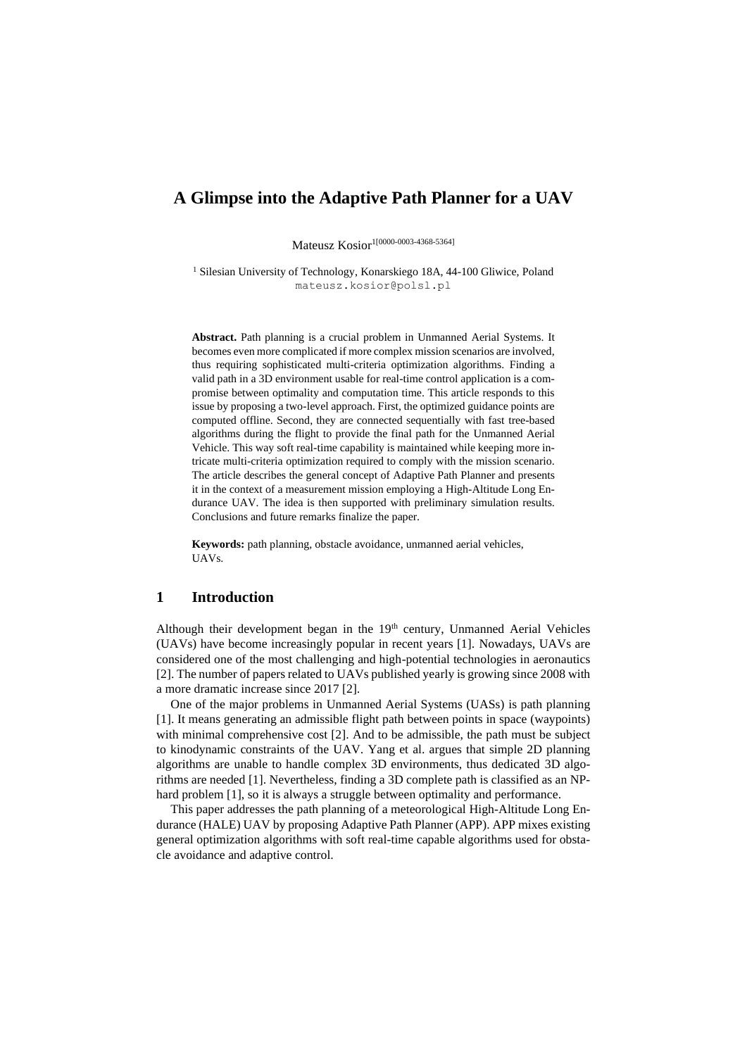# A Glimpse into the Adaptive Path Planner for a UAV

Mateusz Kosior[1[0000-0003-4368-5364]]

[1] Silesian University of Technology, Konarskiego 18A, 44-100 Gliwice, Poland
mateusz.kosior@polsl.pl

**Abstract.** Path planning is a crucial problem in Unmanned Aerial Systems. It becomes even more complicated if more complex mission scenarios are involved, thus requiring sophisticated multi-criteria optimization algorithms. Finding a valid path in a 3D environment usable for real-time control application is a compromise between optimality and computation time. This article responds to this issue by proposing a two-level approach. First, the optimized guidance points are computed offline. Second, they are connected sequentially with fast tree-based algorithms during the flight to provide the final path for the Unmanned Aerial Vehicle. This way soft real-time capability is maintained while keeping more intricate multi-criteria optimization required to comply with the mission scenario. The article describes the general concept of Adaptive Path Planner and presents it in the context of a measurement mission employing a High-Altitude Long Endurance UAV. The idea is then supported with preliminary simulation results. Conclusions and future remarks finalize the paper.

**Keywords:** path planning, obstacle avoidance, unmanned aerial vehicles, UAVs.

## 1 Introduction

Although their development began in the 19th century, Unmanned Aerial Vehicles (UAVs) have become increasingly popular in recent years [1]. Nowadays, UAVs are considered one of the most challenging and high-potential technologies in aeronautics [2]. The number of papers related to UAVs published yearly is growing since 2008 with a more dramatic increase since 2017 [2].

One of the major problems in Unmanned Aerial Systems (UASs) is path planning [1]. It means generating an admissible flight path between points in space (waypoints) with minimal comprehensive cost [2]. And to be admissible, the path must be subject to kinodynamic constraints of the UAV. Yang et al. argues that simple 2D planning algorithms are unable to handle complex 3D environments, thus dedicated 3D algorithms are needed [1]. Nevertheless, finding a 3D complete path is classified as an NP-hard problem [1], so it is always a struggle between optimality and performance.

This paper addresses the path planning of a meteorological High-Altitude Long Endurance (HALE) UAV by proposing Adaptive Path Planner (APP). APP mixes existing general optimization algorithms with soft real-time capable algorithms used for obstacle avoidance and adaptive control.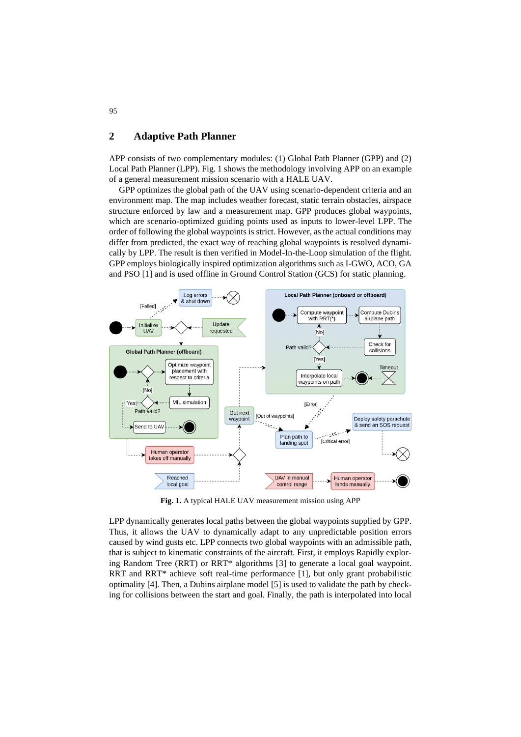## 2 Adaptive Path Planner

APP consists of two complementary modules: (1) Global Path Planner (GPP) and (2) Local Path Planner (LPP). Fig. 1 shows the methodology involving APP on an example of a general measurement mission scenario with a HALE UAV.

GPP optimizes the global path of the UAV using scenario-dependent criteria and an environment map. The map includes weather forecast, static terrain obstacles, airspace structure enforced by law and a measurement map. GPP produces global waypoints, which are scenario-optimized guiding points used as inputs to lower-level LPP. The order of following the global waypoints is strict. However, as the actual conditions may differ from predicted, the exact way of reaching global waypoints is resolved dynamically by LPP. The result is then verified in Model-In-the-Loop simulation of the flight. GPP employs biologically inspired optimization algorithms such as I-GWO, ACO, GA and PSO [1] and is used offline in Ground Control Station (GCS) for static planning.

**Fig. 1.** A typical HALE UAV measurement mission using APP

LPP dynamically generates local paths between the global waypoints supplied by GPP. Thus, it allows the UAV to dynamically adapt to any unpredictable position errors caused by wind gusts etc. LPP connects two global waypoints with an admissible path, that is subject to kinematic constraints of the aircraft. First, it employs Rapidly exploring Random Tree (RRT) or RRT* algorithms [3] to generate a local goal waypoint. RRT and RRT* achieve soft real-time performance [1], but only grant probabilistic optimality [4]. Then, a Dubins airplane model [5] is used to validate the path by checking for collisions between the start and goal. Finally, the path is interpolated into local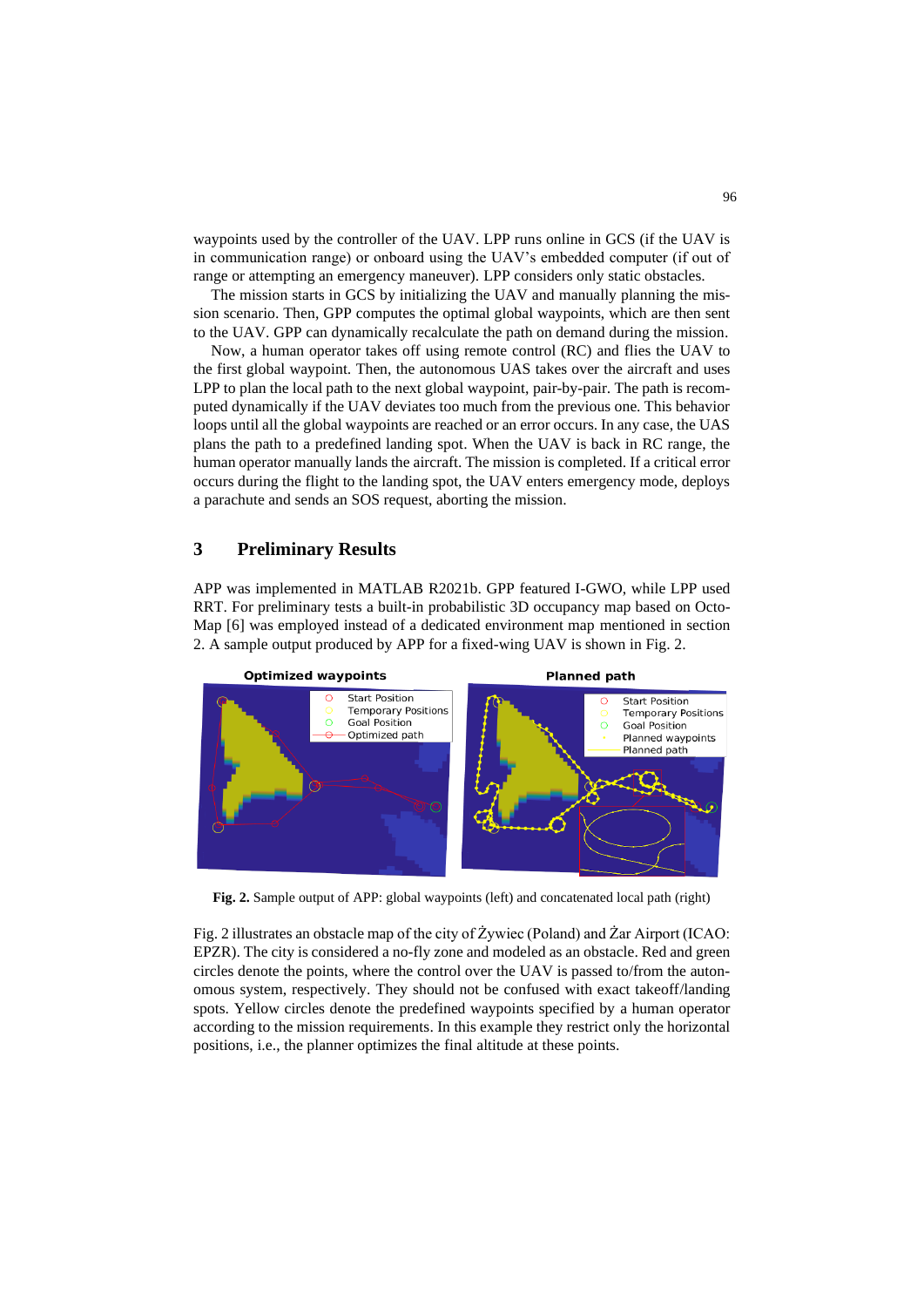waypoints used by the controller of the UAV. LPP runs online in GCS (if the UAV is in communication range) or onboard using the UAV's embedded computer (if out of range or attempting an emergency maneuver). LPP considers only static obstacles.

The mission starts in GCS by initializing the UAV and manually planning the mission scenario. Then, GPP computes the optimal global waypoints, which are then sent to the UAV. GPP can dynamically recalculate the path on demand during the mission.

Now, a human operator takes off using remote control (RC) and flies the UAV to the first global waypoint. Then, the autonomous UAS takes over the aircraft and uses LPP to plan the local path to the next global waypoint, pair-by-pair. The path is recomputed dynamically if the UAV deviates too much from the previous one. This behavior loops until all the global waypoints are reached or an error occurs. In any case, the UAS plans the path to a predefined landing spot. When the UAV is back in RC range, the human operator manually lands the aircraft. The mission is completed. If a critical error occurs during the flight to the landing spot, the UAV enters emergency mode, deploys a parachute and sends an SOS request, aborting the mission.

## 3 Preliminary Results

APP was implemented in MATLAB R2021b. GPP featured I-GWO, while LPP used RRT. For preliminary tests a built-in probabilistic 3D occupancy map based on OctoMap [6] was employed instead of a dedicated environment map mentioned in section 2. A sample output produced by APP for a fixed-wing UAV is shown in Fig. 2.

**Fig. 2.** Sample output of APP: global waypoints (left) and concatenated local path (right)

Fig. 2 illustrates an obstacle map of the city of Żywiec (Poland) and Żar Airport (ICAO: EPZR). The city is considered a no-fly zone and modeled as an obstacle. Red and green circles denote the points, where the control over the UAV is passed to/from the autonomous system, respectively. They should not be confused with exact takeoff/landing spots. Yellow circles denote the predefined waypoints specified by a human operator according to the mission requirements. In this example they restrict only the horizontal positions, i.e., the planner optimizes the final altitude at these points.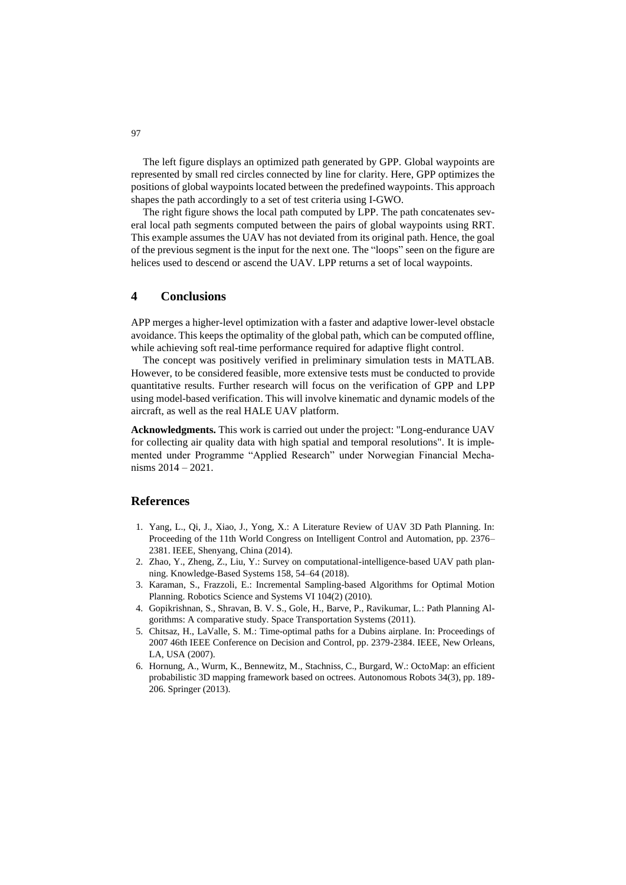The left figure displays an optimized path generated by GPP. Global waypoints are represented by small red circles connected by line for clarity. Here, GPP optimizes the positions of global waypoints located between the predefined waypoints. This approach shapes the path accordingly to a set of test criteria using I-GWO.

The right figure shows the local path computed by LPP. The path concatenates several local path segments computed between the pairs of global waypoints using RRT. This example assumes the UAV has not deviated from its original path. Hence, the goal of the previous segment is the input for the next one. The "loops" seen on the figure are helices used to descend or ascend the UAV. LPP returns a set of local waypoints.

## 4 Conclusions

APP merges a higher-level optimization with a faster and adaptive lower-level obstacle avoidance. This keeps the optimality of the global path, which can be computed offline, while achieving soft real-time performance required for adaptive flight control.

The concept was positively verified in preliminary simulation tests in MATLAB. However, to be considered feasible, more extensive tests must be conducted to provide quantitative results. Further research will focus on the verification of GPP and LPP using model-based verification. This will involve kinematic and dynamic models of the aircraft, as well as the real HALE UAV platform.

**Acknowledgments.** This work is carried out under the project: "Long-endurance UAV for collecting air quality data with high spatial and temporal resolutions". It is implemented under Programme "Applied Research" under Norwegian Financial Mechanisms 2014 – 2021.

## References

1. Yang, L., Qi, J., Xiao, J., Yong, X.: A Literature Review of UAV 3D Path Planning. In: Proceeding of the 11th World Congress on Intelligent Control and Automation, pp. 2376–2381. IEEE, Shenyang, China (2014).
2. Zhao, Y., Zheng, Z., Liu, Y.: Survey on computational-intelligence-based UAV path planning. Knowledge-Based Systems 158, 54–64 (2018).
3. Karaman, S., Frazzoli, E.: Incremental Sampling-based Algorithms for Optimal Motion Planning. Robotics Science and Systems VI 104(2) (2010).
4. Gopikrishnan, S., Shravan, B. V. S., Gole, H., Barve, P., Ravikumar, L.: Path Planning Algorithms: A comparative study. Space Transportation Systems (2011).
5. Chitsaz, H., LaValle, S. M.: Time-optimal paths for a Dubins airplane. In: Proceedings of 2007 46th IEEE Conference on Decision and Control, pp. 2379-2384. IEEE, New Orleans, LA, USA (2007).
6. Hornung, A., Wurm, K., Bennewitz, M., Stachniss, C., Burgard, W.: OctoMap: an efficient probabilistic 3D mapping framework based on octrees. Autonomous Robots 34(3), pp. 189-206. Springer (2013).